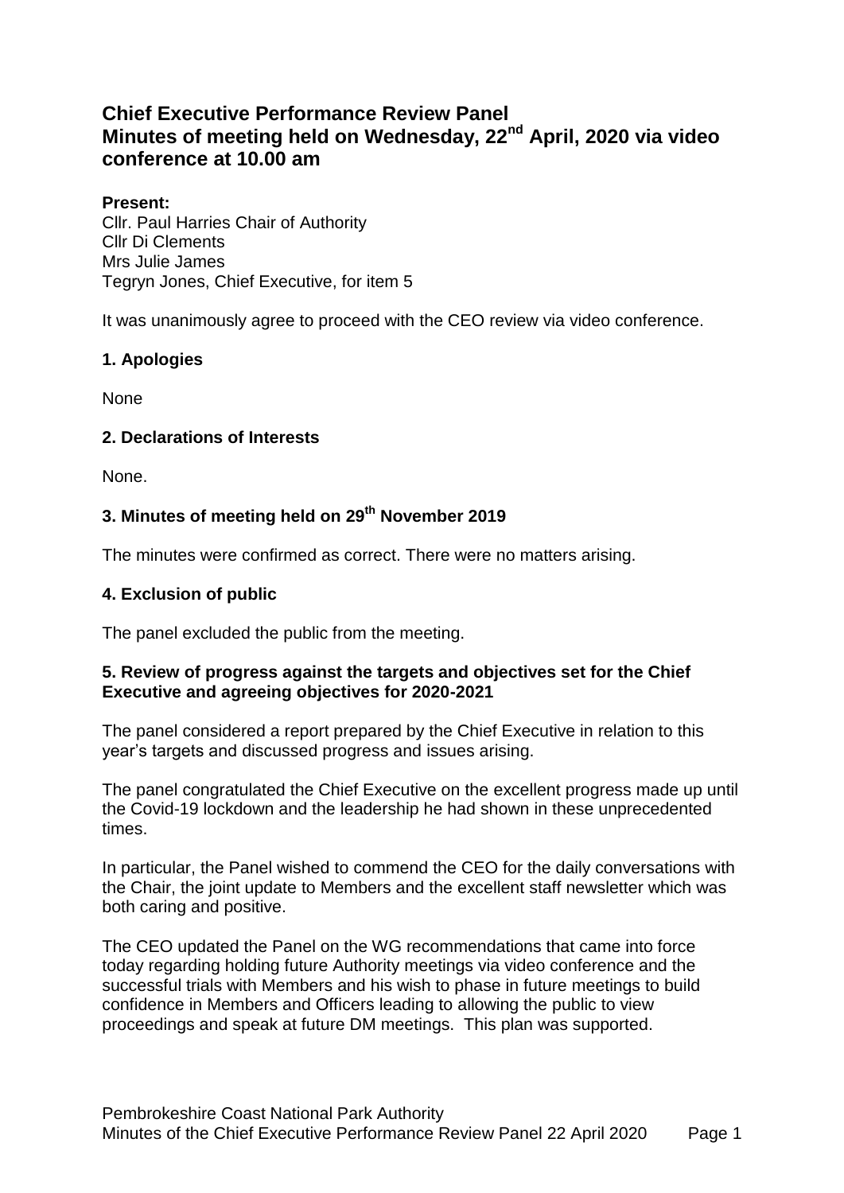# Chief Executive Performance Review Panel
# Minutes of meeting held on Wednesday, 22nd April, 2020 via video conference at 10.00 am

**Present:**
Cllr. Paul Harries Chair of Authority
Cllr Di Clements
Mrs Julie James
Tegryn Jones, Chief Executive, for item 5

It was unanimously agree to proceed with the CEO review via video conference.

## 1. Apologies

None

## 2. Declarations of Interests

None.

## 3. Minutes of meeting held on 29th November 2019

The minutes were confirmed as correct. There were no matters arising.

## 4. Exclusion of public

The panel excluded the public from the meeting.

## 5. Review of progress against the targets and objectives set for the Chief Executive and agreeing objectives for 2020-2021

The panel considered a report prepared by the Chief Executive in relation to this year's targets and discussed progress and issues arising.

The panel congratulated the Chief Executive on the excellent progress made up until the Covid-19 lockdown and the leadership he had shown in these unprecedented times.

In particular, the Panel wished to commend the CEO for the daily conversations with the Chair, the joint update to Members and the excellent staff newsletter which was both caring and positive.

The CEO updated the Panel on the WG recommendations that came into force today regarding holding future Authority meetings via video conference and the successful trials with Members and his wish to phase in future meetings to build confidence in Members and Officers leading to allowing the public to view proceedings and speak at future DM meetings. This plan was supported.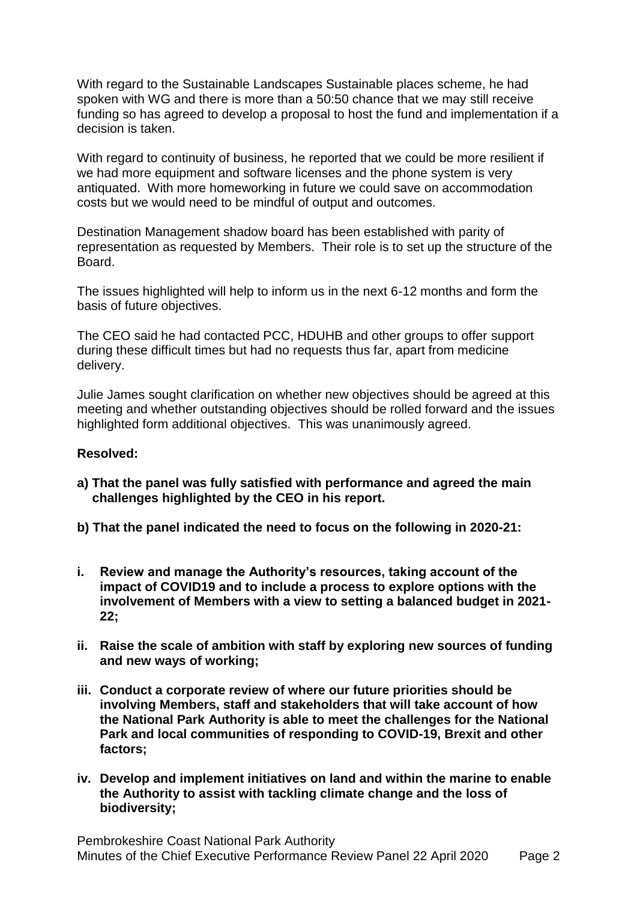With regard to the Sustainable Landscapes Sustainable places scheme, he had spoken with WG and there is more than a 50:50 chance that we may still receive funding so has agreed to develop a proposal to host the fund and implementation if a decision is taken.

With regard to continuity of business, he reported that we could be more resilient if we had more equipment and software licenses and the phone system is very antiquated. With more homeworking in future we could save on accommodation costs but we would need to be mindful of output and outcomes.

Destination Management shadow board has been established with parity of representation as requested by Members. Their role is to set up the structure of the Board.

The issues highlighted will help to inform us in the next 6-12 months and form the basis of future objectives.

The CEO said he had contacted PCC, HDUHB and other groups to offer support during these difficult times but had no requests thus far, apart from medicine delivery.

Julie James sought clarification on whether new objectives should be agreed at this meeting and whether outstanding objectives should be rolled forward and the issues highlighted form additional objectives. This was unanimously agreed.

**Resolved:**

**a) That the panel was fully satisfied with performance and agreed the main challenges highlighted by the CEO in his report.**

**b) That the panel indicated the need to focus on the following in 2020-21:**

**i. Review and manage the Authority's resources, taking account of the impact of COVID19 and to include a process to explore options with the involvement of Members with a view to setting a balanced budget in 2021-22;**

**ii. Raise the scale of ambition with staff by exploring new sources of funding and new ways of working;**

**iii. Conduct a corporate review of where our future priorities should be involving Members, staff and stakeholders that will take account of how the National Park Authority is able to meet the challenges for the National Park and local communities of responding to COVID-19, Brexit and other factors;**

**iv. Develop and implement initiatives on land and within the marine to enable the Authority to assist with tackling climate change and the loss of biodiversity;**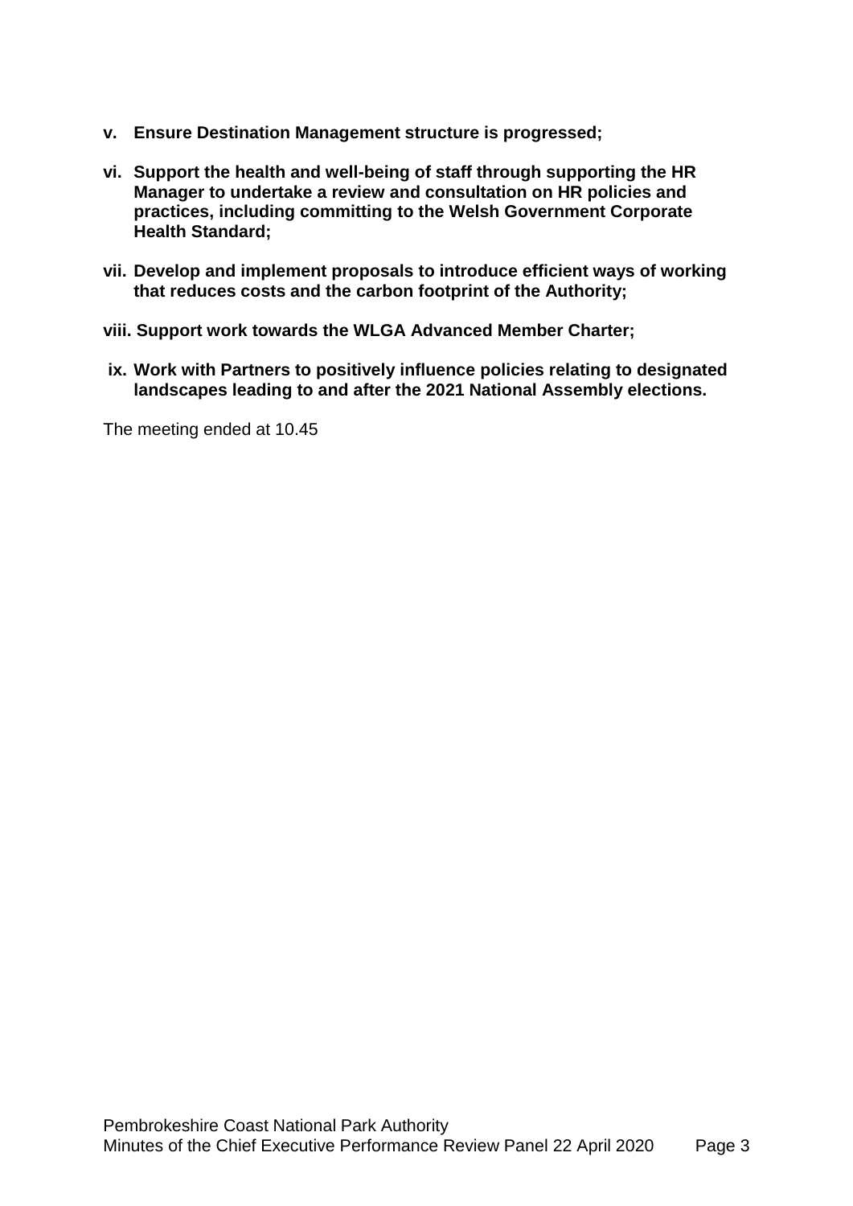- **v. Ensure Destination Management structure is progressed;**
- **vi. Support the health and well-being of staff through supporting the HR Manager to undertake a review and consultation on HR policies and practices, including committing to the Welsh Government Corporate Health Standard;**
- **vii. Develop and implement proposals to introduce efficient ways of working that reduces costs and the carbon footprint of the Authority;**
- **viii. Support work towards the WLGA Advanced Member Charter;**
- **ix. Work with Partners to positively influence policies relating to designated landscapes leading to and after the 2021 National Assembly elections.**

The meeting ended at 10.45